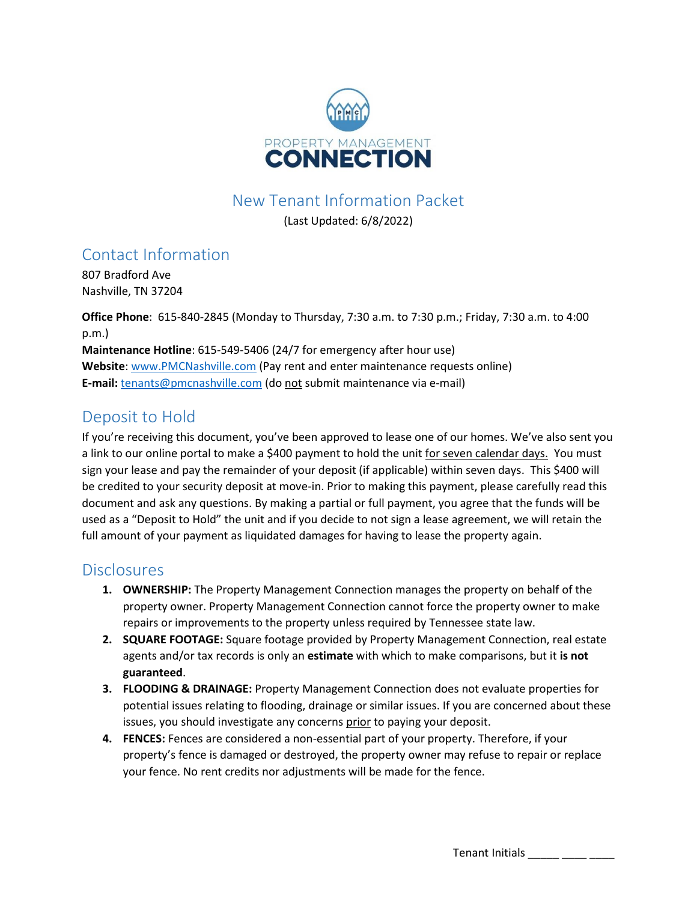PROPERTY MANAGEMENT
**CONNECTION**

# New Tenant Information Packet

(Last Updated: 6/8/2022)

## Contact Information

807 Bradford Ave
Nashville, TN 37204

**Office Phone**: 615-840-2845 (Monday to Thursday, 7:30 a.m. to 7:30 p.m.; Friday, 7:30 a.m. to 4:00 p.m.)
**Maintenance Hotline**: 615-549-5406 (24/7 for emergency after hour use)
**Website**: www.PMCNashville.com (Pay rent and enter maintenance requests online)
**E-mail:** tenants@pmcnashville.com (do not submit maintenance via e-mail)

## Deposit to Hold

If you're receiving this document, you've been approved to lease one of our homes. We've also sent you a link to our online portal to make a $400 payment to hold the unit for seven calendar days. You must sign your lease and pay the remainder of your deposit (if applicable) within seven days. This $400 will be credited to your security deposit at move-in. Prior to making this payment, please carefully read this document and ask any questions. By making a partial or full payment, you agree that the funds will be used as a "Deposit to Hold" the unit and if you decide to not sign a lease agreement, we will retain the full amount of your payment as liquidated damages for having to lease the property again.

## Disclosures

1. **OWNERSHIP:** The Property Management Connection manages the property on behalf of the property owner. Property Management Connection cannot force the property owner to make repairs or improvements to the property unless required by Tennessee state law.
2. **SQUARE FOOTAGE:** Square footage provided by Property Management Connection, real estate agents and/or tax records is only an **estimate** with which to make comparisons, but it **is not guaranteed**.
3. **FLOODING & DRAINAGE:** Property Management Connection does not evaluate properties for potential issues relating to flooding, drainage or similar issues. If you are concerned about these issues, you should investigate any concerns prior to paying your deposit.
4. **FENCES:** Fences are considered a non-essential part of your property. Therefore, if your property's fence is damaged or destroyed, the property owner may refuse to repair or replace your fence. No rent credits nor adjustments will be made for the fence.

Tenant Initials _____ ____ ____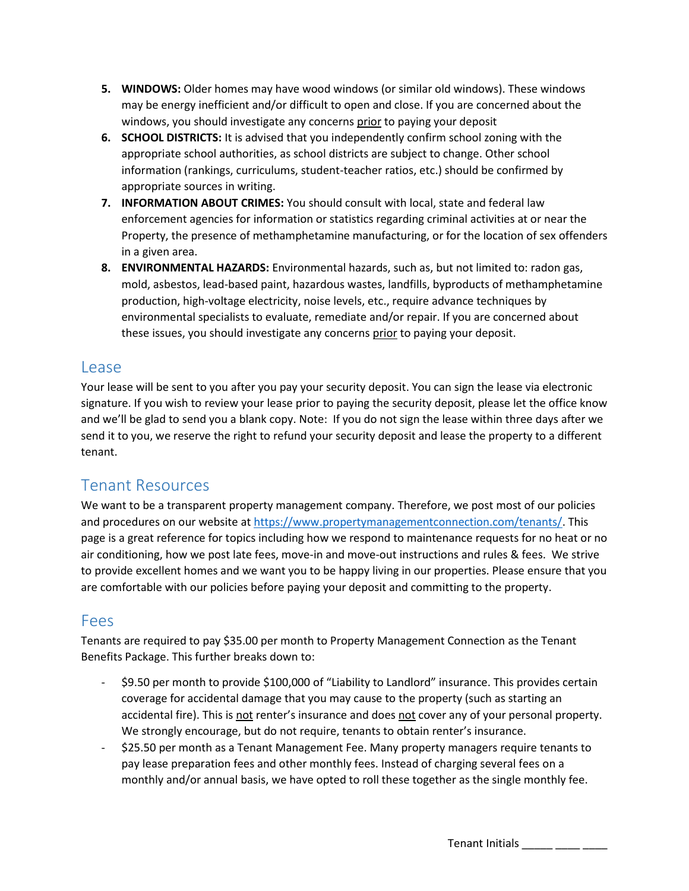5. **WINDOWS:** Older homes may have wood windows (or similar old windows). These windows may be energy inefficient and/or difficult to open and close. If you are concerned about the windows, you should investigate any concerns prior to paying your deposit
6. **SCHOOL DISTRICTS:** It is advised that you independently confirm school zoning with the appropriate school authorities, as school districts are subject to change. Other school information (rankings, curriculums, student-teacher ratios, etc.) should be confirmed by appropriate sources in writing.
7. **INFORMATION ABOUT CRIMES:** You should consult with local, state and federal law enforcement agencies for information or statistics regarding criminal activities at or near the Property, the presence of methamphetamine manufacturing, or for the location of sex offenders in a given area.
8. **ENVIRONMENTAL HAZARDS:** Environmental hazards, such as, but not limited to: radon gas, mold, asbestos, lead-based paint, hazardous wastes, landfills, byproducts of methamphetamine production, high-voltage electricity, noise levels, etc., require advance techniques by environmental specialists to evaluate, remediate and/or repair. If you are concerned about these issues, you should investigate any concerns prior to paying your deposit.

## Lease

Your lease will be sent to you after you pay your security deposit. You can sign the lease via electronic signature. If you wish to review your lease prior to paying the security deposit, please let the office know and we'll be glad to send you a blank copy. Note: If you do not sign the lease within three days after we send it to you, we reserve the right to refund your security deposit and lease the property to a different tenant.

## Tenant Resources

We want to be a transparent property management company. Therefore, we post most of our policies and procedures on our website at https://www.propertymanagementconnection.com/tenants/. This page is a great reference for topics including how we respond to maintenance requests for no heat or no air conditioning, how we post late fees, move-in and move-out instructions and rules & fees. We strive to provide excellent homes and we want you to be happy living in our properties. Please ensure that you are comfortable with our policies before paying your deposit and committing to the property.

## Fees

Tenants are required to pay $35.00 per month to Property Management Connection as the Tenant Benefits Package. This further breaks down to:

- $9.50 per month to provide $100,000 of "Liability to Landlord" insurance. This provides certain coverage for accidental damage that you may cause to the property (such as starting an accidental fire). This is not renter's insurance and does not cover any of your personal property. We strongly encourage, but do not require, tenants to obtain renter's insurance.
- $25.50 per month as a Tenant Management Fee. Many property managers require tenants to pay lease preparation fees and other monthly fees. Instead of charging several fees on a monthly and/or annual basis, we have opted to roll these together as the single monthly fee.

Tenant Initials _____ ____ ____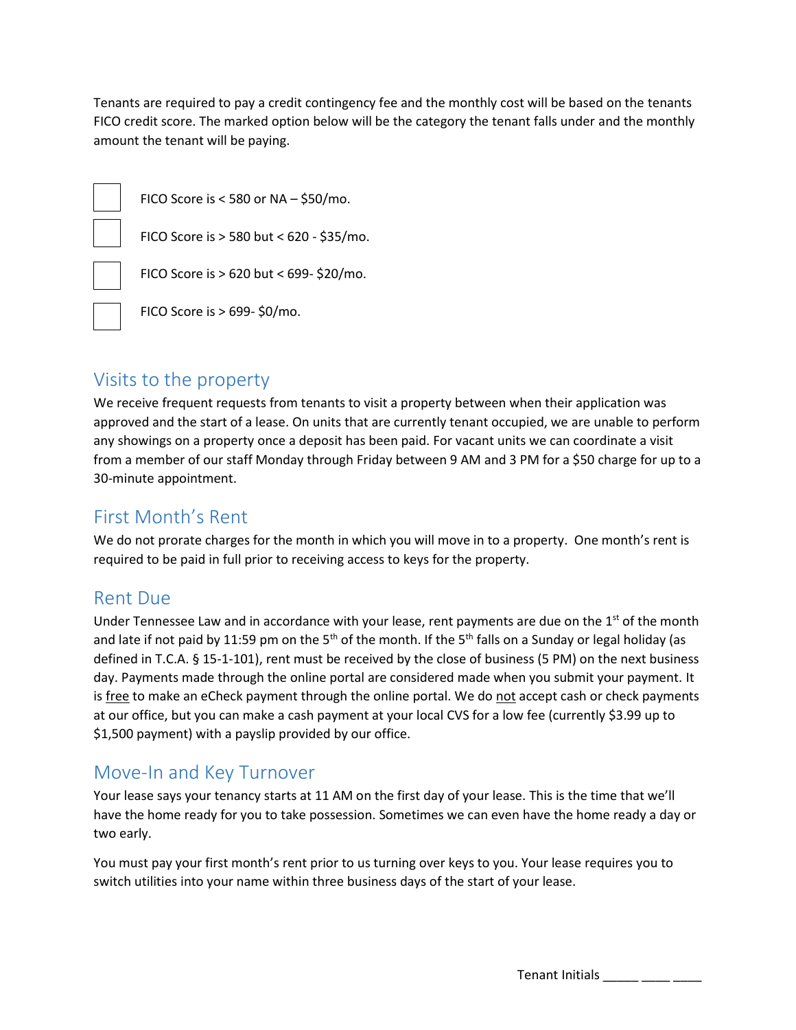Tenants are required to pay a credit contingency fee and the monthly cost will be based on the tenants FICO credit score. The marked option below will be the category the tenant falls under and the monthly amount the tenant will be paying.

- [ ] FICO Score is < 580 or NA – $50/mo.
- [ ] FICO Score is > 580 but < 620 - $35/mo.
- [ ] FICO Score is > 620 but < 699- $20/mo.
- [ ] FICO Score is > 699- $0/mo.

## Visits to the property

We receive frequent requests from tenants to visit a property between when their application was approved and the start of a lease. On units that are currently tenant occupied, we are unable to perform any showings on a property once a deposit has been paid. For vacant units we can coordinate a visit from a member of our staff Monday through Friday between 9 AM and 3 PM for a $50 charge for up to a 30-minute appointment.

## First Month's Rent

We do not prorate charges for the month in which you will move in to a property. One month's rent is required to be paid in full prior to receiving access to keys for the property.

## Rent Due

Under Tennessee Law and in accordance with your lease, rent payments are due on the 1st of the month and late if not paid by 11:59 pm on the 5th of the month. If the 5th falls on a Sunday or legal holiday (as defined in T.C.A. § 15-1-101), rent must be received by the close of business (5 PM) on the next business day. Payments made through the online portal are considered made when you submit your payment. It is free to make an eCheck payment through the online portal. We do not accept cash or check payments at our office, but you can make a cash payment at your local CVS for a low fee (currently $3.99 up to $1,500 payment) with a payslip provided by our office.

## Move-In and Key Turnover

Your lease says your tenancy starts at 11 AM on the first day of your lease. This is the time that we'll have the home ready for you to take possession. Sometimes we can even have the home ready a day or two early.

You must pay your first month's rent prior to us turning over keys to you. Your lease requires you to switch utilities into your name within three business days of the start of your lease.

Tenant Initials _____ ____ ____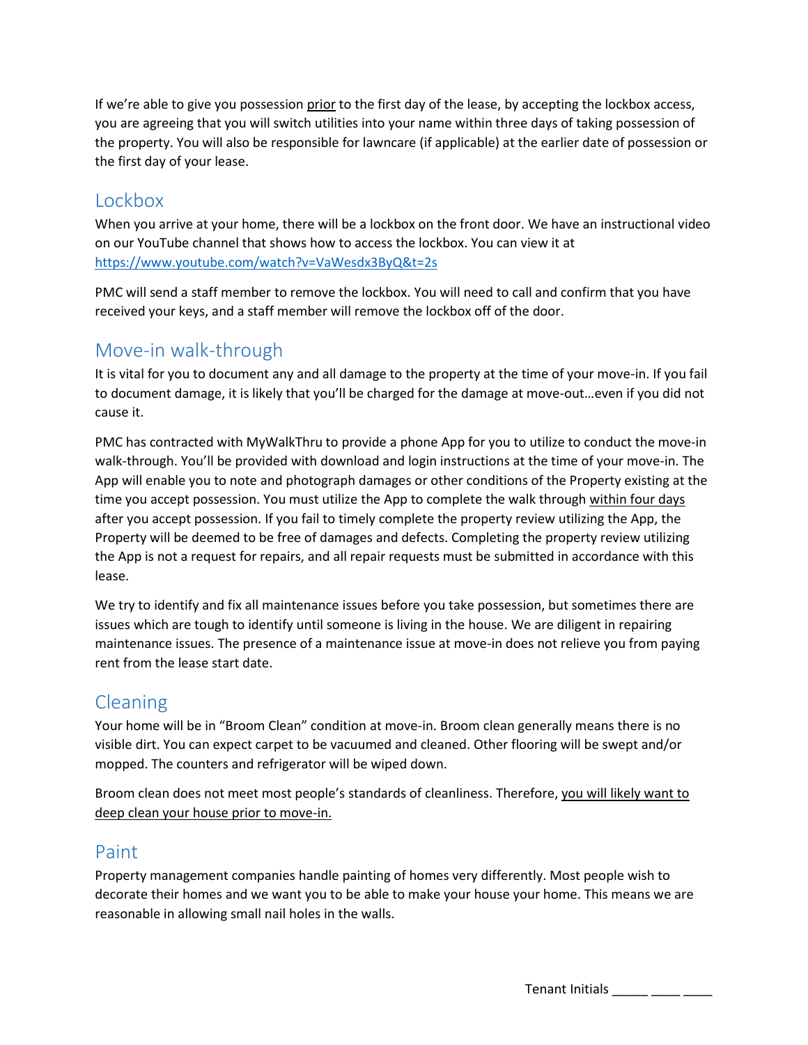If we're able to give you possession prior to the first day of the lease, by accepting the lockbox access, you are agreeing that you will switch utilities into your name within three days of taking possession of the property. You will also be responsible for lawncare (if applicable) at the earlier date of possession or the first day of your lease.

## Lockbox

When you arrive at your home, there will be a lockbox on the front door. We have an instructional video on our YouTube channel that shows how to access the lockbox. You can view it at https://www.youtube.com/watch?v=VaWesdx3ByQ&t=2s

PMC will send a staff member to remove the lockbox. You will need to call and confirm that you have received your keys, and a staff member will remove the lockbox off of the door.

## Move-in walk-through

It is vital for you to document any and all damage to the property at the time of your move-in. If you fail to document damage, it is likely that you'll be charged for the damage at move-out…even if you did not cause it.

PMC has contracted with MyWalkThru to provide a phone App for you to utilize to conduct the move-in walk-through. You'll be provided with download and login instructions at the time of your move-in. The App will enable you to note and photograph damages or other conditions of the Property existing at the time you accept possession. You must utilize the App to complete the walk through within four days after you accept possession. If you fail to timely complete the property review utilizing the App, the Property will be deemed to be free of damages and defects. Completing the property review utilizing the App is not a request for repairs, and all repair requests must be submitted in accordance with this lease.

We try to identify and fix all maintenance issues before you take possession, but sometimes there are issues which are tough to identify until someone is living in the house. We are diligent in repairing maintenance issues. The presence of a maintenance issue at move-in does not relieve you from paying rent from the lease start date.

## Cleaning

Your home will be in "Broom Clean" condition at move-in. Broom clean generally means there is no visible dirt. You can expect carpet to be vacuumed and cleaned. Other flooring will be swept and/or mopped. The counters and refrigerator will be wiped down.

Broom clean does not meet most people's standards of cleanliness. Therefore, you will likely want to deep clean your house prior to move-in.

## Paint

Property management companies handle painting of homes very differently. Most people wish to decorate their homes and we want you to be able to make your house your home. This means we are reasonable in allowing small nail holes in the walls.

Tenant Initials _____ ____ ____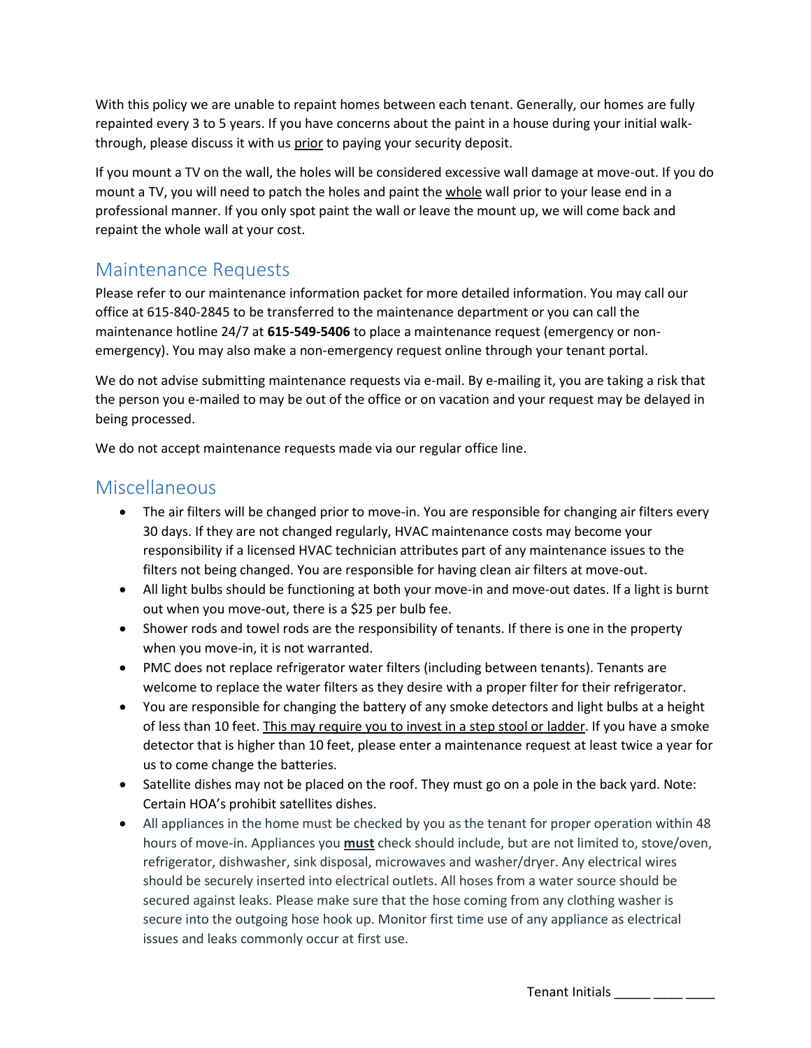With this policy we are unable to repaint homes between each tenant. Generally, our homes are fully repainted every 3 to 5 years. If you have concerns about the paint in a house during your initial walk-through, please discuss it with us <u>prior</u> to paying your security deposit.

If you mount a TV on the wall, the holes will be considered excessive wall damage at move-out. If you do mount a TV, you will need to patch the holes and paint the <u>whole</u> wall prior to your lease end in a professional manner. If you only spot paint the wall or leave the mount up, we will come back and repaint the whole wall at your cost.

## Maintenance Requests

Please refer to our maintenance information packet for more detailed information. You may call our office at 615-840-2845 to be transferred to the maintenance department or you can call the maintenance hotline 24/7 at **615-549-5406** to place a maintenance request (emergency or non-emergency). You may also make a non-emergency request online through your tenant portal.

We do not advise submitting maintenance requests via e-mail. By e-mailing it, you are taking a risk that the person you e-mailed to may be out of the office or on vacation and your request may be delayed in being processed.

We do not accept maintenance requests made via our regular office line.

## Miscellaneous

- The air filters will be changed prior to move-in. You are responsible for changing air filters every 30 days. If they are not changed regularly, HVAC maintenance costs may become your responsibility if a licensed HVAC technician attributes part of any maintenance issues to the filters not being changed. You are responsible for having clean air filters at move-out.
- All light bulbs should be functioning at both your move-in and move-out dates. If a light is burnt out when you move-out, there is a $25 per bulb fee.
- Shower rods and towel rods are the responsibility of tenants. If there is one in the property when you move-in, it is not warranted.
- PMC does not replace refrigerator water filters (including between tenants). Tenants are welcome to replace the water filters as they desire with a proper filter for their refrigerator.
- You are responsible for changing the battery of any smoke detectors and light bulbs at a height of less than 10 feet. <u>This may require you to invest in a step stool or ladder</u>. If you have a smoke detector that is higher than 10 feet, please enter a maintenance request at least twice a year for us to come change the batteries.
- Satellite dishes may not be placed on the roof. They must go on a pole in the back yard. Note: Certain HOA's prohibit satellites dishes.
- All appliances in the home must be checked by you as the tenant for proper operation within 48 hours of move-in. Appliances you <u>**must**</u> check should include, but are not limited to, stove/oven, refrigerator, dishwasher, sink disposal, microwaves and washer/dryer. Any electrical wires should be securely inserted into electrical outlets. All hoses from a water source should be secured against leaks. Please make sure that the hose coming from any clothing washer is secure into the outgoing hose hook up. Monitor first time use of any appliance as electrical issues and leaks commonly occur at first use.

Tenant Initials _____ ____ ____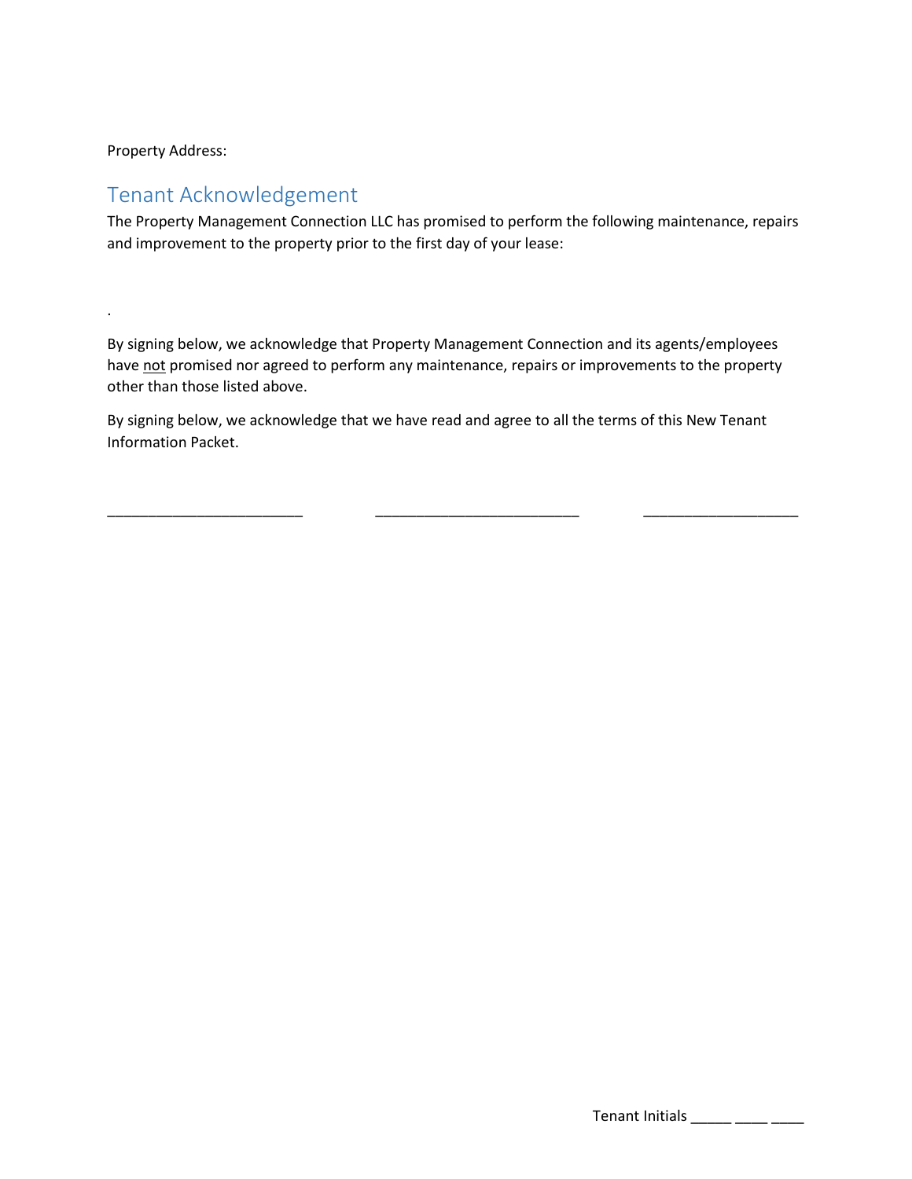Property Address:

## Tenant Acknowledgement

The Property Management Connection LLC has promised to perform the following maintenance, repairs and improvement to the property prior to the first day of your lease:

.

By signing below, we acknowledge that Property Management Connection and its agents/employees have <u>not</u> promised nor agreed to perform any maintenance, repairs or improvements to the property other than those listed above.

By signing below, we acknowledge that we have read and agree to all the terms of this New Tenant Information Packet.

________________________ ________________________ ___________________

Tenant Initials _____ ____ ____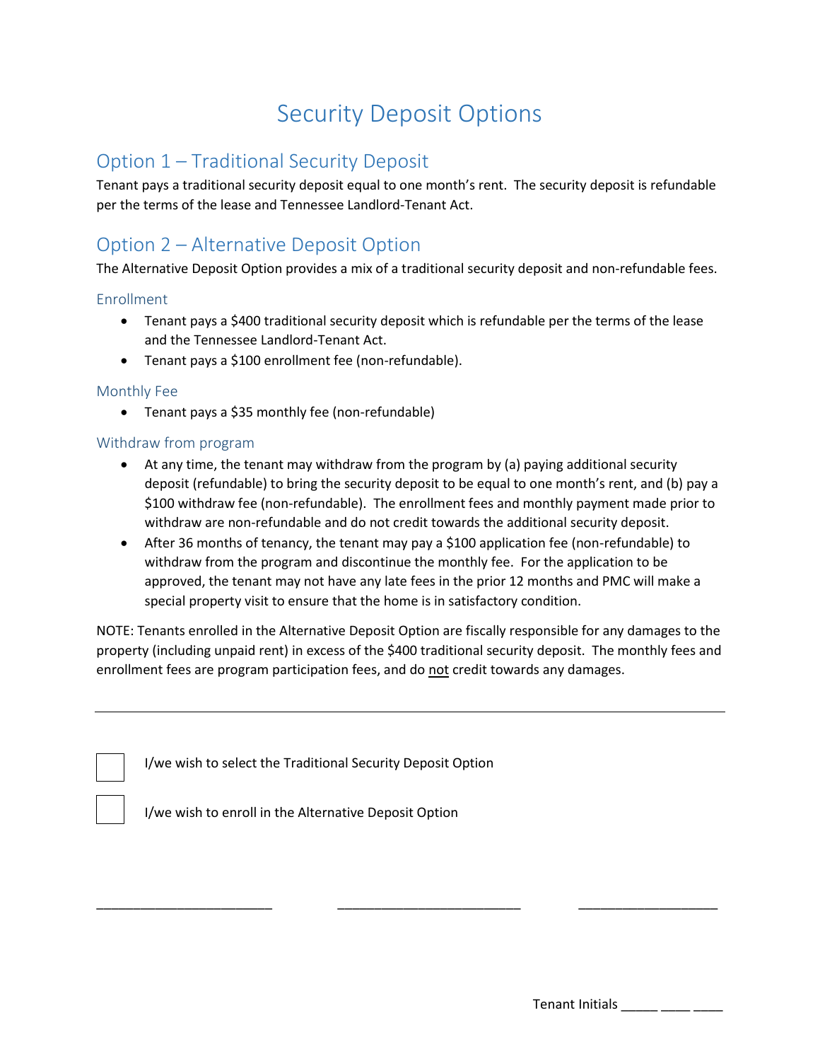# Security Deposit Options

## Option 1 – Traditional Security Deposit

Tenant pays a traditional security deposit equal to one month's rent. The security deposit is refundable per the terms of the lease and Tennessee Landlord-Tenant Act.

## Option 2 – Alternative Deposit Option

The Alternative Deposit Option provides a mix of a traditional security deposit and non-refundable fees.

### Enrollment

- Tenant pays a $400 traditional security deposit which is refundable per the terms of the lease and the Tennessee Landlord-Tenant Act.
- Tenant pays a $100 enrollment fee (non-refundable).

### Monthly Fee

- Tenant pays a $35 monthly fee (non-refundable)

### Withdraw from program

- At any time, the tenant may withdraw from the program by (a) paying additional security deposit (refundable) to bring the security deposit to be equal to one month's rent, and (b) pay a $100 withdraw fee (non-refundable). The enrollment fees and monthly payment made prior to withdraw are non-refundable and do not credit towards the additional security deposit.
- After 36 months of tenancy, the tenant may pay a $100 application fee (non-refundable) to withdraw from the program and discontinue the monthly fee. For the application to be approved, the tenant may not have any late fees in the prior 12 months and PMC will make a special property visit to ensure that the home is in satisfactory condition.

NOTE: Tenants enrolled in the Alternative Deposit Option are fiscally responsible for any damages to the property (including unpaid rent) in excess of the $400 traditional security deposit. The monthly fees and enrollment fees are program participation fees, and do <u>not</u> credit towards any damages.

---

☐ I/we wish to select the Traditional Security Deposit Option

☐ I/we wish to enroll in the Alternative Deposit Option

________________________ ________________________ ____________________

Tenant Initials _____ ____ ____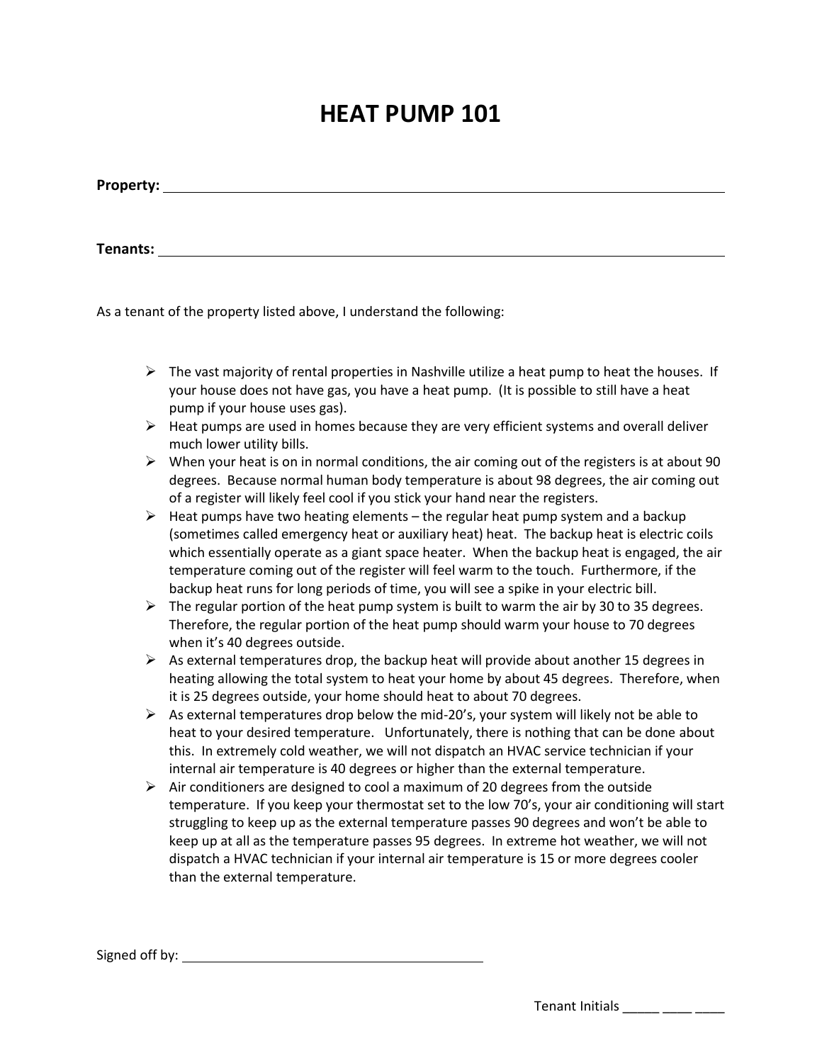# HEAT PUMP 101

**Property:** ______________________________________________________________

**Tenants:** ______________________________________________________________

As a tenant of the property listed above, I understand the following:

- The vast majority of rental properties in Nashville utilize a heat pump to heat the houses. If your house does not have gas, you have a heat pump. (It is possible to still have a heat pump if your house uses gas).
- Heat pumps are used in homes because they are very efficient systems and overall deliver much lower utility bills.
- When your heat is on in normal conditions, the air coming out of the registers is at about 90 degrees. Because normal human body temperature is about 98 degrees, the air coming out of a register will likely feel cool if you stick your hand near the registers.
- Heat pumps have two heating elements – the regular heat pump system and a backup (sometimes called emergency heat or auxiliary heat) heat. The backup heat is electric coils which essentially operate as a giant space heater. When the backup heat is engaged, the air temperature coming out of the register will feel warm to the touch. Furthermore, if the backup heat runs for long periods of time, you will see a spike in your electric bill.
- The regular portion of the heat pump system is built to warm the air by 30 to 35 degrees. Therefore, the regular portion of the heat pump should warm your house to 70 degrees when it's 40 degrees outside.
- As external temperatures drop, the backup heat will provide about another 15 degrees in heating allowing the total system to heat your home by about 45 degrees. Therefore, when it is 25 degrees outside, your home should heat to about 70 degrees.
- As external temperatures drop below the mid-20's, your system will likely not be able to heat to your desired temperature. Unfortunately, there is nothing that can be done about this. In extremely cold weather, we will not dispatch an HVAC service technician if your internal air temperature is 40 degrees or higher than the external temperature.
- Air conditioners are designed to cool a maximum of 20 degrees from the outside temperature. If you keep your thermostat set to the low 70's, your air conditioning will start struggling to keep up as the external temperature passes 90 degrees and won't be able to keep up at all as the temperature passes 95 degrees. In extreme hot weather, we will not dispatch a HVAC technician if your internal air temperature is 15 or more degrees cooler than the external temperature.

Signed off by: ________________________________________

Tenant Initials _____ ____ ____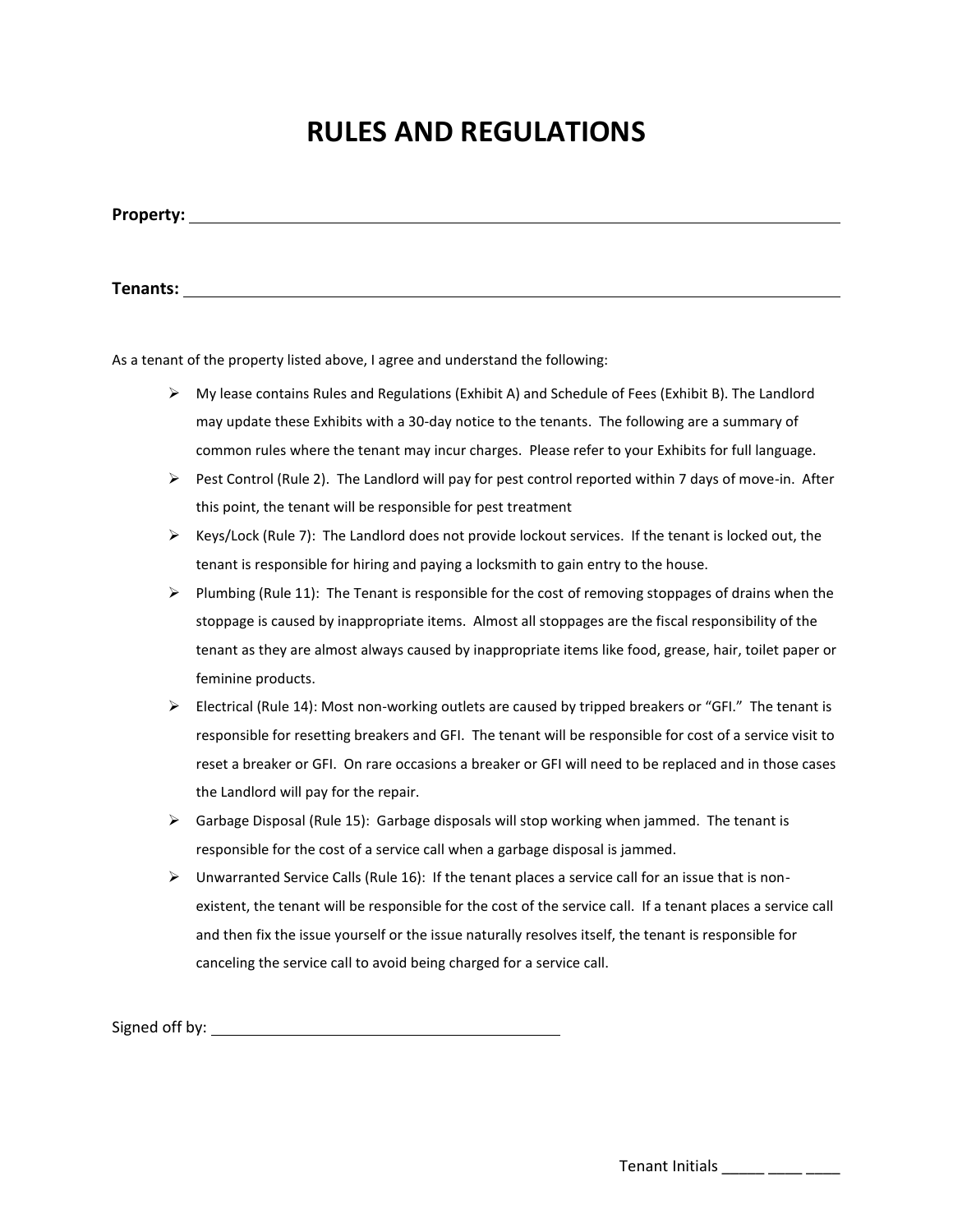# RULES AND REGULATIONS

**Property:** ______________________________________________

**Tenants:** ______________________________________________

As a tenant of the property listed above, I agree and understand the following:

- My lease contains Rules and Regulations (Exhibit A) and Schedule of Fees (Exhibit B). The Landlord may update these Exhibits with a 30-day notice to the tenants. The following are a summary of common rules where the tenant may incur charges. Please refer to your Exhibits for full language.
- Pest Control (Rule 2). The Landlord will pay for pest control reported within 7 days of move-in. After this point, the tenant will be responsible for pest treatment
- Keys/Lock (Rule 7): The Landlord does not provide lockout services. If the tenant is locked out, the tenant is responsible for hiring and paying a locksmith to gain entry to the house.
- Plumbing (Rule 11): The Tenant is responsible for the cost of removing stoppages of drains when the stoppage is caused by inappropriate items. Almost all stoppages are the fiscal responsibility of the tenant as they are almost always caused by inappropriate items like food, grease, hair, toilet paper or feminine products.
- Electrical (Rule 14): Most non-working outlets are caused by tripped breakers or "GFI." The tenant is responsible for resetting breakers and GFI. The tenant will be responsible for cost of a service visit to reset a breaker or GFI. On rare occasions a breaker or GFI will need to be replaced and in those cases the Landlord will pay for the repair.
- Garbage Disposal (Rule 15): Garbage disposals will stop working when jammed. The tenant is responsible for the cost of a service call when a garbage disposal is jammed.
- Unwarranted Service Calls (Rule 16): If the tenant places a service call for an issue that is non-existent, the tenant will be responsible for the cost of the service call. If a tenant places a service call and then fix the issue yourself or the issue naturally resolves itself, the tenant is responsible for canceling the service call to avoid being charged for a service call.

Signed off by: ______________________________

Tenant Initials _____ ____ ____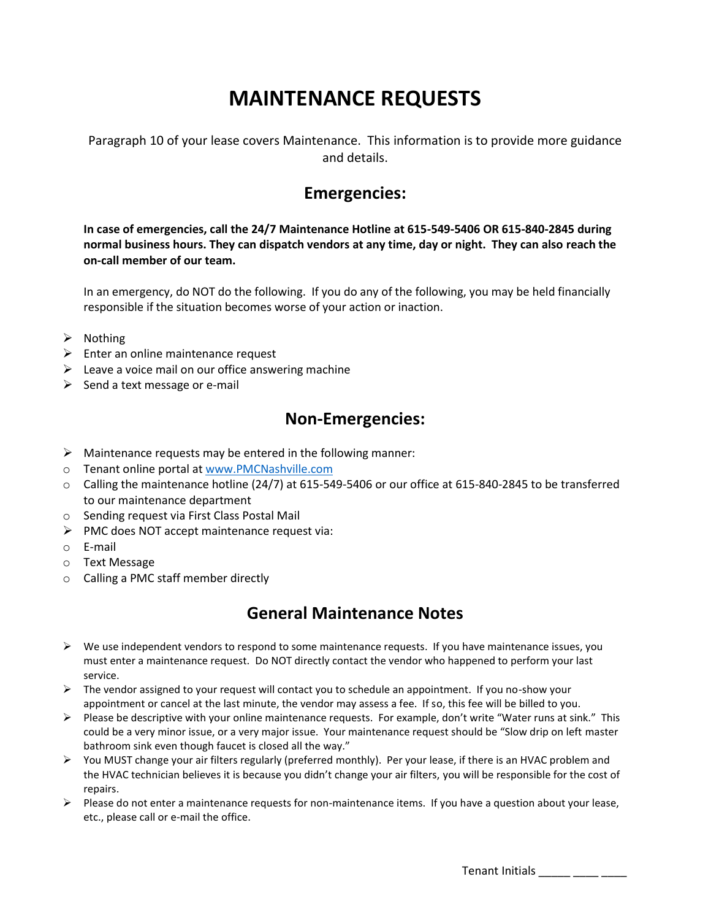# MAINTENANCE REQUESTS

Paragraph 10 of your lease covers Maintenance. This information is to provide more guidance and details.

## Emergencies:

**In case of emergencies, call the 24/7 Maintenance Hotline at 615-549-5406 OR 615-840-2845 during normal business hours. They can dispatch vendors at any time, day or night. They can also reach the on-call member of our team.**

In an emergency, do NOT do the following. If you do any of the following, you may be held financially responsible if the situation becomes worse of your action or inaction.

- Nothing
- Enter an online maintenance request
- Leave a voice mail on our office answering machine
- Send a text message or e-mail

## Non-Emergencies:

- Maintenance requests may be entered in the following manner:
  - Tenant online portal at www.PMCNashville.com
  - Calling the maintenance hotline (24/7) at 615-549-5406 or our office at 615-840-2845 to be transferred to our maintenance department
  - Sending request via First Class Postal Mail
- PMC does NOT accept maintenance request via:
  - E-mail
  - Text Message
  - Calling a PMC staff member directly

## General Maintenance Notes

- We use independent vendors to respond to some maintenance requests. If you have maintenance issues, you must enter a maintenance request. Do NOT directly contact the vendor who happened to perform your last service.
- The vendor assigned to your request will contact you to schedule an appointment. If you no-show your appointment or cancel at the last minute, the vendor may assess a fee. If so, this fee will be billed to you.
- Please be descriptive with your online maintenance requests. For example, don't write "Water runs at sink." This could be a very minor issue, or a very major issue. Your maintenance request should be "Slow drip on left master bathroom sink even though faucet is closed all the way."
- You MUST change your air filters regularly (preferred monthly). Per your lease, if there is an HVAC problem and the HVAC technician believes it is because you didn't change your air filters, you will be responsible for the cost of repairs.
- Please do not enter a maintenance requests for non-maintenance items. If you have a question about your lease, etc., please call or e-mail the office.

Tenant Initials _____ ____ ____